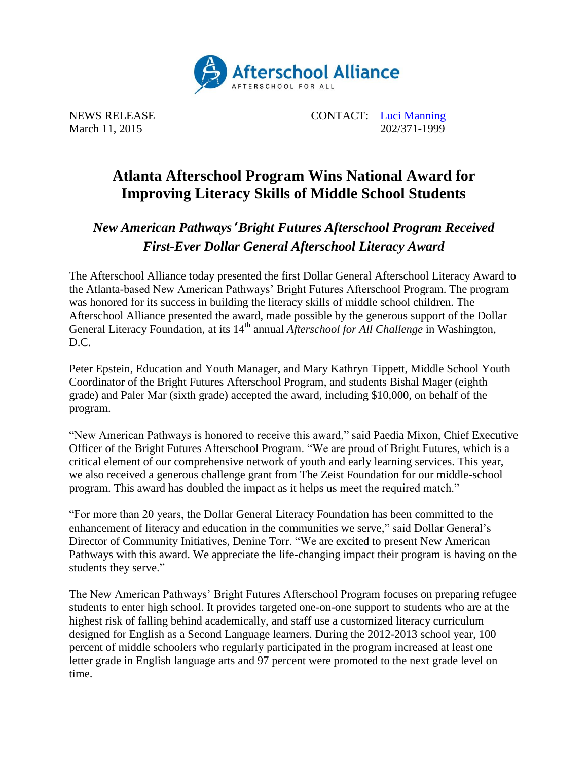Afterschool Alliance

AFTERSCHOOL FOR ALL

NEWS RELEASE
March 11, 2015

CONTACT: Luci Manning
202/371-1999

# Atlanta Afterschool Program Wins National Award for Improving Literacy Skills of Middle School Students

## *New American Pathways' Bright Futures Afterschool Program Received First-Ever Dollar General Afterschool Literacy Award*

The Afterschool Alliance today presented the first Dollar General Afterschool Literacy Award to the Atlanta-based New American Pathways' Bright Futures Afterschool Program. The program was honored for its success in building the literacy skills of middle school children. The Afterschool Alliance presented the award, made possible by the generous support of the Dollar General Literacy Foundation, at its 14th annual *Afterschool for All Challenge* in Washington, D.C.

Peter Epstein, Education and Youth Manager, and Mary Kathryn Tippett, Middle School Youth Coordinator of the Bright Futures Afterschool Program, and students Bishal Mager (eighth grade) and Paler Mar (sixth grade) accepted the award, including $10,000, on behalf of the program.

"New American Pathways is honored to receive this award," said Paedia Mixon, Chief Executive Officer of the Bright Futures Afterschool Program. "We are proud of Bright Futures, which is a critical element of our comprehensive network of youth and early learning services. This year, we also received a generous challenge grant from The Zeist Foundation for our middle-school program. This award has doubled the impact as it helps us meet the required match."

"For more than 20 years, the Dollar General Literacy Foundation has been committed to the enhancement of literacy and education in the communities we serve," said Dollar General's Director of Community Initiatives, Denine Torr. "We are excited to present New American Pathways with this award. We appreciate the life-changing impact their program is having on the students they serve."

The New American Pathways' Bright Futures Afterschool Program focuses on preparing refugee students to enter high school. It provides targeted one-on-one support to students who are at the highest risk of falling behind academically, and staff use a customized literacy curriculum designed for English as a Second Language learners. During the 2012-2013 school year, 100 percent of middle schoolers who regularly participated in the program increased at least one letter grade in English language arts and 97 percent were promoted to the next grade level on time.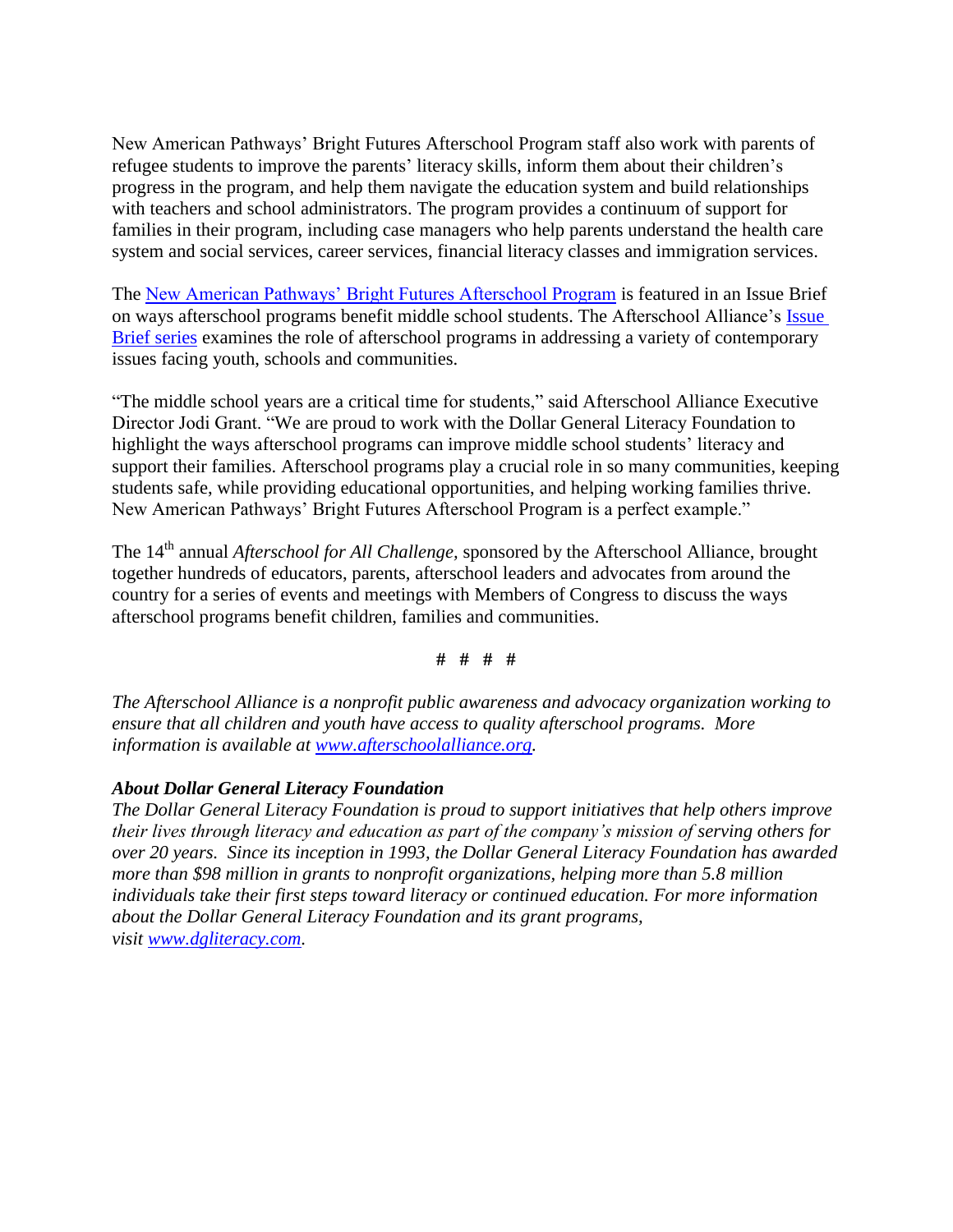New American Pathways' Bright Futures Afterschool Program staff also work with parents of refugee students to improve the parents' literacy skills, inform them about their children's progress in the program, and help them navigate the education system and build relationships with teachers and school administrators. The program provides a continuum of support for families in their program, including case managers who help parents understand the health care system and social services, career services, financial literacy classes and immigration services.

The [New American Pathways' Bright Futures Afterschool Program] is featured in an Issue Brief on ways afterschool programs benefit middle school students. The Afterschool Alliance's [Issue Brief series] examines the role of afterschool programs in addressing a variety of contemporary issues facing youth, schools and communities.

"The middle school years are a critical time for students," said Afterschool Alliance Executive Director Jodi Grant. "We are proud to work with the Dollar General Literacy Foundation to highlight the ways afterschool programs can improve middle school students' literacy and support their families. Afterschool programs play a crucial role in so many communities, keeping students safe, while providing educational opportunities, and helping working families thrive. New American Pathways' Bright Futures Afterschool Program is a perfect example."

The 14th annual *Afterschool for All Challenge,* sponsored by the Afterschool Alliance, brought together hundreds of educators, parents, afterschool leaders and advocates from around the country for a series of events and meetings with Members of Congress to discuss the ways afterschool programs benefit children, families and communities.

# # # #

*The Afterschool Alliance is a nonprofit public awareness and advocacy organization working to ensure that all children and youth have access to quality afterschool programs. More information is available at www.afterschoolalliance.org.*

***About Dollar General Literacy Foundation***

*The Dollar General Literacy Foundation is proud to support initiatives that help others improve their lives through literacy and education as part of the company's mission of serving others for over 20 years. Since its inception in 1993, the Dollar General Literacy Foundation has awarded more than $98 million in grants to nonprofit organizations, helping more than 5.8 million individuals take their first steps toward literacy or continued education. For more information about the Dollar General Literacy Foundation and its grant programs, visit www.dgliteracy.com.*